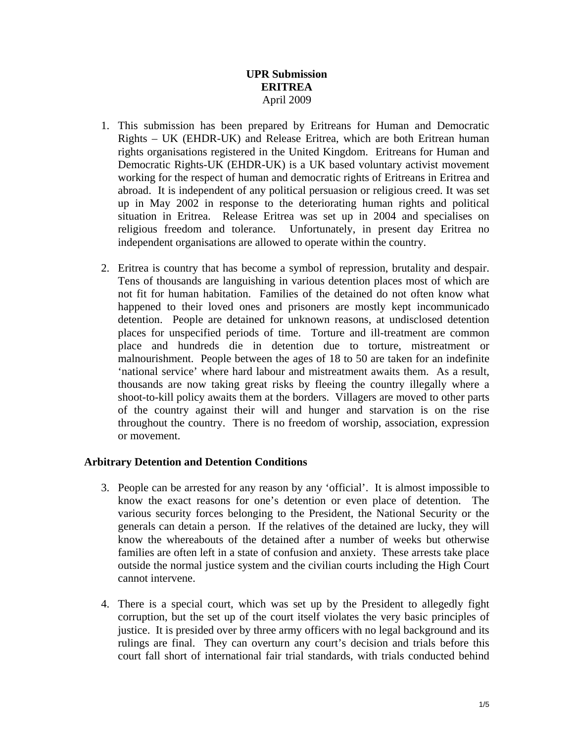**UPR Submission**
**ERITREA**
April 2009

1. This submission has been prepared by Eritreans for Human and Democratic Rights – UK (EHDR-UK) and Release Eritrea, which are both Eritrean human rights organisations registered in the United Kingdom. Eritreans for Human and Democratic Rights-UK (EHDR-UK) is a UK based voluntary activist movement working for the respect of human and democratic rights of Eritreans in Eritrea and abroad. It is independent of any political persuasion or religious creed. It was set up in May 2002 in response to the deteriorating human rights and political situation in Eritrea. Release Eritrea was set up in 2004 and specialises on religious freedom and tolerance. Unfortunately, in present day Eritrea no independent organisations are allowed to operate within the country.

2. Eritrea is country that has become a symbol of repression, brutality and despair. Tens of thousands are languishing in various detention places most of which are not fit for human habitation. Families of the detained do not often know what happened to their loved ones and prisoners are mostly kept incommunicado detention. People are detained for unknown reasons, at undisclosed detention places for unspecified periods of time. Torture and ill-treatment are common place and hundreds die in detention due to torture, mistreatment or malnourishment. People between the ages of 18 to 50 are taken for an indefinite 'national service' where hard labour and mistreatment awaits them. As a result, thousands are now taking great risks by fleeing the country illegally where a shoot-to-kill policy awaits them at the borders. Villagers are moved to other parts of the country against their will and hunger and starvation is on the rise throughout the country. There is no freedom of worship, association, expression or movement.

### Arbitrary Detention and Detention Conditions

3. People can be arrested for any reason by any 'official'. It is almost impossible to know the exact reasons for one's detention or even place of detention. The various security forces belonging to the President, the National Security or the generals can detain a person. If the relatives of the detained are lucky, they will know the whereabouts of the detained after a number of weeks but otherwise families are often left in a state of confusion and anxiety. These arrests take place outside the normal justice system and the civilian courts including the High Court cannot intervene.

4. There is a special court, which was set up by the President to allegedly fight corruption, but the set up of the court itself violates the very basic principles of justice. It is presided over by three army officers with no legal background and its rulings are final. They can overturn any court's decision and trials before this court fall short of international fair trial standards, with trials conducted behind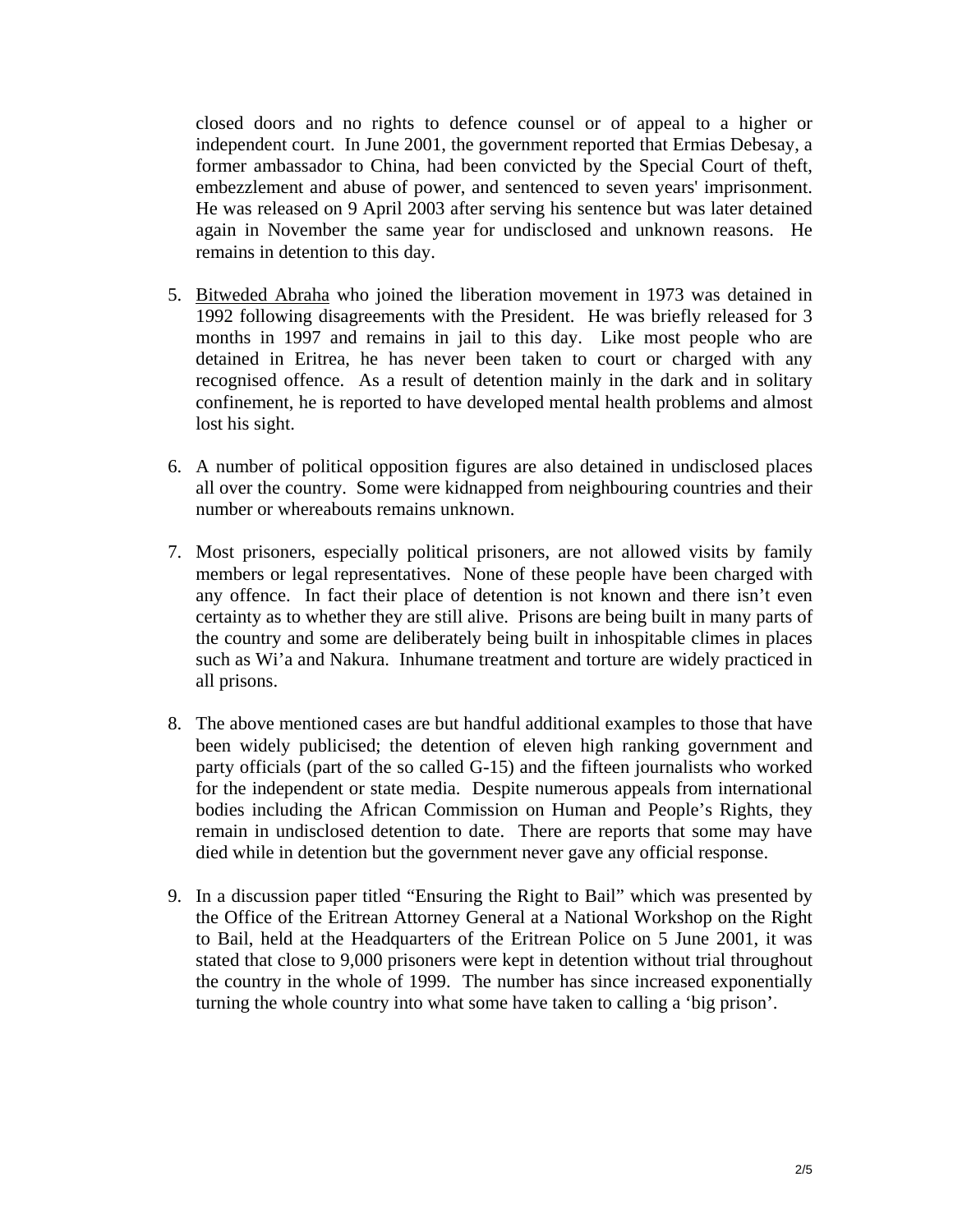closed doors and no rights to defence counsel or of appeal to a higher or independent court. In June 2001, the government reported that Ermias Debesay, a former ambassador to China, had been convicted by the Special Court of theft, embezzlement and abuse of power, and sentenced to seven years' imprisonment. He was released on 9 April 2003 after serving his sentence but was later detained again in November the same year for undisclosed and unknown reasons. He remains in detention to this day.

5. Bitweded Abraha who joined the liberation movement in 1973 was detained in 1992 following disagreements with the President. He was briefly released for 3 months in 1997 and remains in jail to this day. Like most people who are detained in Eritrea, he has never been taken to court or charged with any recognised offence. As a result of detention mainly in the dark and in solitary confinement, he is reported to have developed mental health problems and almost lost his sight.

6. A number of political opposition figures are also detained in undisclosed places all over the country. Some were kidnapped from neighbouring countries and their number or whereabouts remains unknown.

7. Most prisoners, especially political prisoners, are not allowed visits by family members or legal representatives. None of these people have been charged with any offence. In fact their place of detention is not known and there isn't even certainty as to whether they are still alive. Prisons are being built in many parts of the country and some are deliberately being built in inhospitable climes in places such as Wi'a and Nakura. Inhumane treatment and torture are widely practiced in all prisons.

8. The above mentioned cases are but handful additional examples to those that have been widely publicised; the detention of eleven high ranking government and party officials (part of the so called G-15) and the fifteen journalists who worked for the independent or state media. Despite numerous appeals from international bodies including the African Commission on Human and People's Rights, they remain in undisclosed detention to date. There are reports that some may have died while in detention but the government never gave any official response.

9. In a discussion paper titled "Ensuring the Right to Bail" which was presented by the Office of the Eritrean Attorney General at a National Workshop on the Right to Bail, held at the Headquarters of the Eritrean Police on 5 June 2001, it was stated that close to 9,000 prisoners were kept in detention without trial throughout the country in the whole of 1999. The number has since increased exponentially turning the whole country into what some have taken to calling a 'big prison'.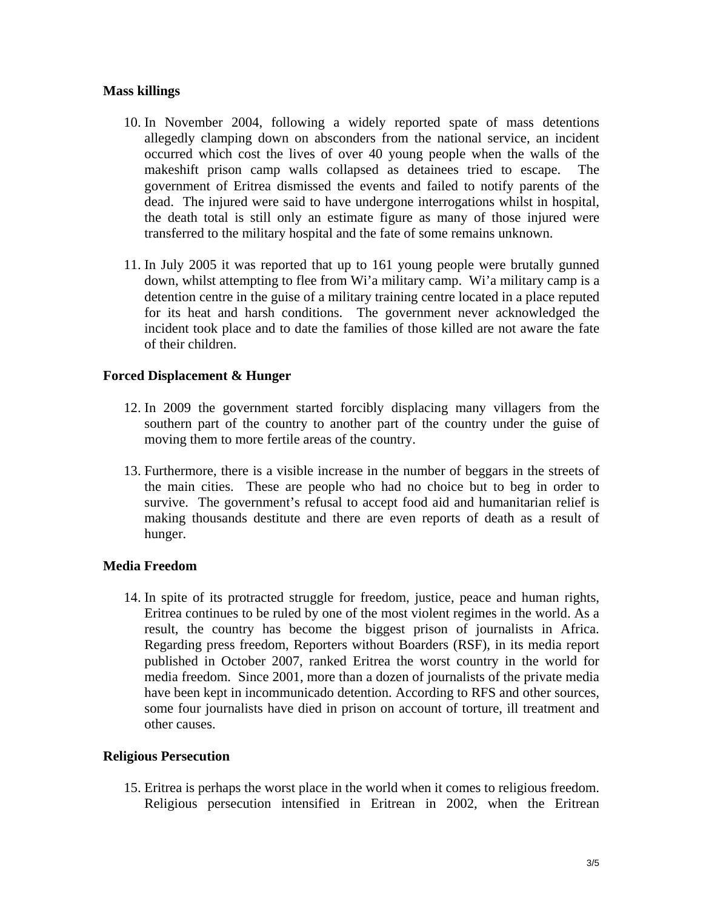**Mass killings**

10. In November 2004, following a widely reported spate of mass detentions allegedly clamping down on absconders from the national service, an incident occurred which cost the lives of over 40 young people when the walls of the makeshift prison camp walls collapsed as detainees tried to escape. The government of Eritrea dismissed the events and failed to notify parents of the dead. The injured were said to have undergone interrogations whilst in hospital, the death total is still only an estimate figure as many of those injured were transferred to the military hospital and the fate of some remains unknown.

11. In July 2005 it was reported that up to 161 young people were brutally gunned down, whilst attempting to flee from Wi'a military camp. Wi'a military camp is a detention centre in the guise of a military training centre located in a place reputed for its heat and harsh conditions. The government never acknowledged the incident took place and to date the families of those killed are not aware the fate of their children.

**Forced Displacement & Hunger**

12. In 2009 the government started forcibly displacing many villagers from the southern part of the country to another part of the country under the guise of moving them to more fertile areas of the country.

13. Furthermore, there is a visible increase in the number of beggars in the streets of the main cities. These are people who had no choice but to beg in order to survive. The government's refusal to accept food aid and humanitarian relief is making thousands destitute and there are even reports of death as a result of hunger.

**Media Freedom**

14. In spite of its protracted struggle for freedom, justice, peace and human rights, Eritrea continues to be ruled by one of the most violent regimes in the world. As a result, the country has become the biggest prison of journalists in Africa. Regarding press freedom, Reporters without Boarders (RSF), in its media report published in October 2007, ranked Eritrea the worst country in the world for media freedom. Since 2001, more than a dozen of journalists of the private media have been kept in incommunicado detention. According to RFS and other sources, some four journalists have died in prison on account of torture, ill treatment and other causes.

**Religious Persecution**

15. Eritrea is perhaps the worst place in the world when it comes to religious freedom. Religious persecution intensified in Eritrean in 2002, when the Eritrean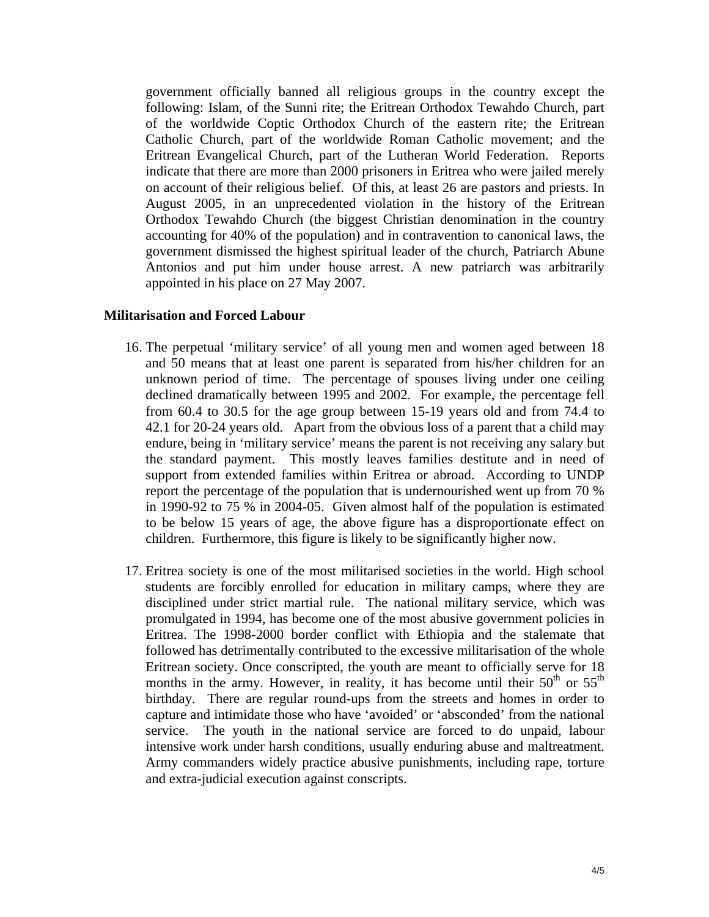government officially banned all religious groups in the country except the following: Islam, of the Sunni rite; the Eritrean Orthodox Tewahdo Church, part of the worldwide Coptic Orthodox Church of the eastern rite; the Eritrean Catholic Church, part of the worldwide Roman Catholic movement; and the Eritrean Evangelical Church, part of the Lutheran World Federation. Reports indicate that there are more than 2000 prisoners in Eritrea who were jailed merely on account of their religious belief. Of this, at least 26 are pastors and priests. In August 2005, in an unprecedented violation in the history of the Eritrean Orthodox Tewahdo Church (the biggest Christian denomination in the country accounting for 40% of the population) and in contravention to canonical laws, the government dismissed the highest spiritual leader of the church, Patriarch Abune Antonios and put him under house arrest. A new patriarch was arbitrarily appointed in his place on 27 May 2007.

**Militarisation and Forced Labour**

16. The perpetual 'military service' of all young men and women aged between 18 and 50 means that at least one parent is separated from his/her children for an unknown period of time. The percentage of spouses living under one ceiling declined dramatically between 1995 and 2002. For example, the percentage fell from 60.4 to 30.5 for the age group between 15-19 years old and from 74.4 to 42.1 for 20-24 years old. Apart from the obvious loss of a parent that a child may endure, being in 'military service' means the parent is not receiving any salary but the standard payment. This mostly leaves families destitute and in need of support from extended families within Eritrea or abroad. According to UNDP report the percentage of the population that is undernourished went up from 70 % in 1990-92 to 75 % in 2004-05. Given almost half of the population is estimated to be below 15 years of age, the above figure has a disproportionate effect on children. Furthermore, this figure is likely to be significantly higher now.

17. Eritrea society is one of the most militarised societies in the world. High school students are forcibly enrolled for education in military camps, where they are disciplined under strict martial rule. The national military service, which was promulgated in 1994, has become one of the most abusive government policies in Eritrea. The 1998-2000 border conflict with Ethiopia and the stalemate that followed has detrimentally contributed to the excessive militarisation of the whole Eritrean society. Once conscripted, the youth are meant to officially serve for 18 months in the army. However, in reality, it has become until their 50th or 55th birthday. There are regular round-ups from the streets and homes in order to capture and intimidate those who have 'avoided' or 'absconded' from the national service. The youth in the national service are forced to do unpaid, labour intensive work under harsh conditions, usually enduring abuse and maltreatment. Army commanders widely practice abusive punishments, including rape, torture and extra-judicial execution against conscripts.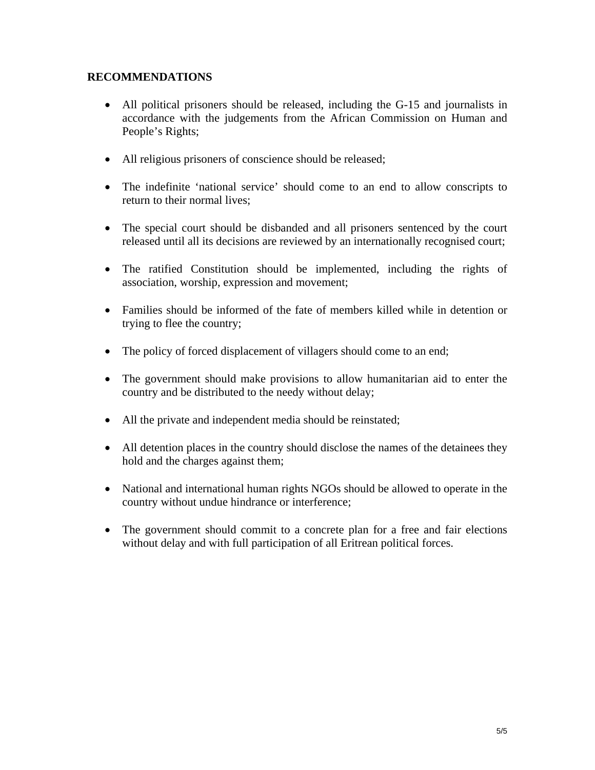## RECOMMENDATIONS

- All political prisoners should be released, including the G-15 and journalists in accordance with the judgements from the African Commission on Human and People's Rights;

- All religious prisoners of conscience should be released;

- The indefinite 'national service' should come to an end to allow conscripts to return to their normal lives;

- The special court should be disbanded and all prisoners sentenced by the court released until all its decisions are reviewed by an internationally recognised court;

- The ratified Constitution should be implemented, including the rights of association, worship, expression and movement;

- Families should be informed of the fate of members killed while in detention or trying to flee the country;

- The policy of forced displacement of villagers should come to an end;

- The government should make provisions to allow humanitarian aid to enter the country and be distributed to the needy without delay;

- All the private and independent media should be reinstated;

- All detention places in the country should disclose the names of the detainees they hold and the charges against them;

- National and international human rights NGOs should be allowed to operate in the country without undue hindrance or interference;

- The government should commit to a concrete plan for a free and fair elections without delay and with full participation of all Eritrean political forces.